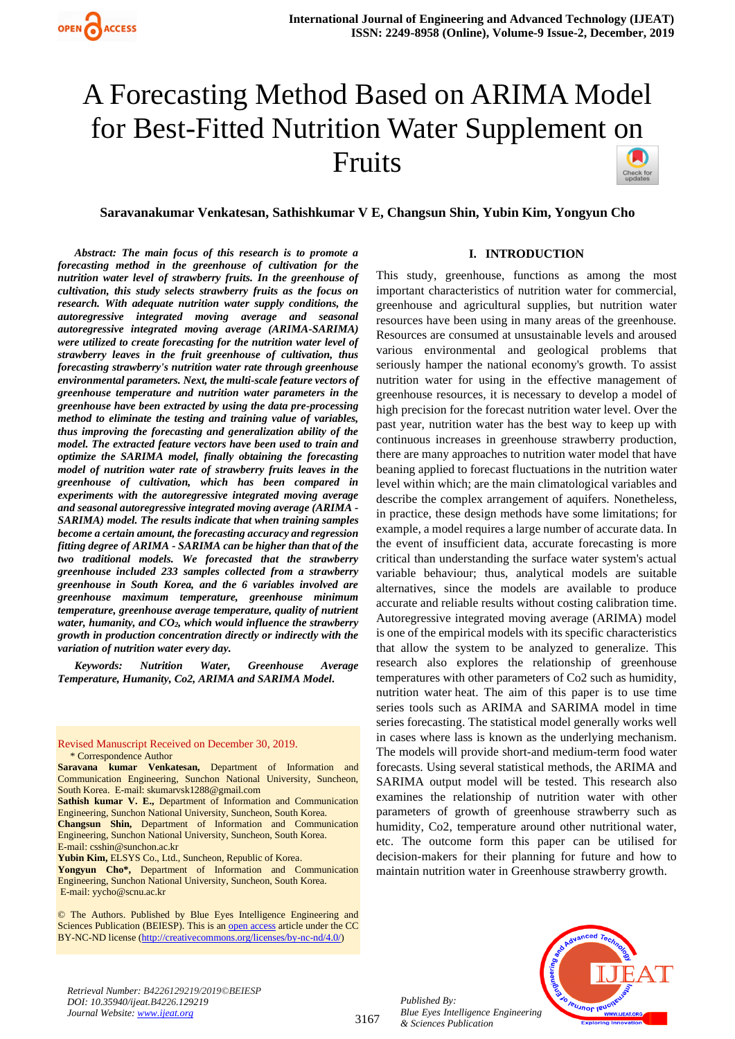# A Forecasting Method Based on ARIMA Model for Best-Fitted Nutrition Water Supplement on Fruits

**Saravanakumar Venkatesan, Sathishkumar V E, Changsun Shin, Yubin Kim, Yongyun Cho**

***Abstract:*** ***The main focus of this research is to promote a forecasting method in the greenhouse of cultivation for the nutrition water level of strawberry fruits. In the greenhouse of cultivation, this study selects strawberry fruits as the focus on research. With adequate nutrition water supply conditions, the autoregressive integrated moving average and seasonal autoregressive integrated moving average (ARIMA-SARIMA) were utilized to create forecasting for the nutrition water level of strawberry leaves in the fruit greenhouse of cultivation, thus forecasting strawberry's nutrition water rate through greenhouse environmental parameters. Next, the multi-scale feature vectors of greenhouse temperature and nutrition water parameters in the greenhouse have been extracted by using the data pre-processing method to eliminate the testing and training value of variables, thus improving the forecasting and generalization ability of the model. The extracted feature vectors have been used to train and optimize the SARIMA model, finally obtaining the forecasting model of nutrition water rate of strawberry fruits leaves in the greenhouse of cultivation, which has been compared in experiments with the autoregressive integrated moving average and seasonal autoregressive integrated moving average (ARIMA - SARIMA) model. The results indicate that when training samples become a certain amount, the forecasting accuracy and regression fitting degree of ARIMA - SARIMA can be higher than that of the two traditional models. We forecasted that the strawberry greenhouse included 233 samples collected from a strawberry greenhouse in South Korea, and the 6 variables involved are greenhouse maximum temperature, greenhouse minimum temperature, greenhouse average temperature, quality of nutrient water, humanity, and $CO_2$, which would influence the strawberry growth in production concentration directly or indirectly with the variation of nutrition water every day.***

***Keywords:*** ***Nutrition Water, Greenhouse Average Temperature, Humanity, Co2, ARIMA and SARIMA Model.***

Revised Manuscript Received on December 30, 2019.

\* Correspondence Author

**Saravana kumar Venkatesan,** Department of Information and Communication Engineering, Sunchon National University, Suncheon, South Korea. E-mail: skumarvsk1288@gmail.com

**Sathish kumar V. E.,** Department of Information and Communication Engineering, Sunchon National University, Suncheon, South Korea.

**Changsun Shin,** Department of Information and Communication Engineering, Sunchon National University, Suncheon, South Korea. E-mail: csshin@sunchon.ac.kr

**Yubin Kim,** ELSYS Co., Ltd., Suncheon, Republic of Korea.

**Yongyun Cho\*,** Department of Information and Communication Engineering, Sunchon National University, Suncheon, South Korea. E-mail: yycho@scnu.ac.kr

© The Authors. Published by Blue Eyes Intelligence Engineering and Sciences Publication (BEIESP). This is an open access article under the CC BY-NC-ND license (http://creativecommons.org/licenses/by-nc-nd/4.0/)

## I. INTRODUCTION

This study, greenhouse, functions as among the most important characteristics of nutrition water for commercial, greenhouse and agricultural supplies, but nutrition water resources have been using in many areas of the greenhouse. Resources are consumed at unsustainable levels and aroused various environmental and geological problems that seriously hamper the national economy's growth. To assist nutrition water for using in the effective management of greenhouse resources, it is necessary to develop a model of high precision for the forecast nutrition water level. Over the past year, nutrition water has the best way to keep up with continuous increases in greenhouse strawberry production, there are many approaches to nutrition water model that have beaning applied to forecast fluctuations in the nutrition water level within which; are the main climatological variables and describe the complex arrangement of aquifers. Nonetheless, in practice, these design methods have some limitations; for example, a model requires a large number of accurate data. In the event of insufficient data, accurate forecasting is more critical than understanding the surface water system's actual variable behaviour; thus, analytical models are suitable alternatives, since the models are available to produce accurate and reliable results without costing calibration time. Autoregressive integrated moving average (ARIMA) model is one of the empirical models with its specific characteristics that allow the system to be analyzed to generalize. This research also explores the relationship of greenhouse temperatures with other parameters of Co2 such as humidity, nutrition water heat. The aim of this paper is to use time series tools such as ARIMA and SARIMA model in time series forecasting. The statistical model generally works well in cases where lass is known as the underlying mechanism. The models will provide short-and medium-term food water forecasts. Using several statistical methods, the ARIMA and SARIMA output model will be tested. This research also examines the relationship of nutrition water with other parameters of growth of greenhouse strawberry such as humidity, Co2, temperature around other nutritional water, etc. The outcome form this paper can be utilised for decision-makers for their planning for future and how to maintain nutrition water in Greenhouse strawberry growth.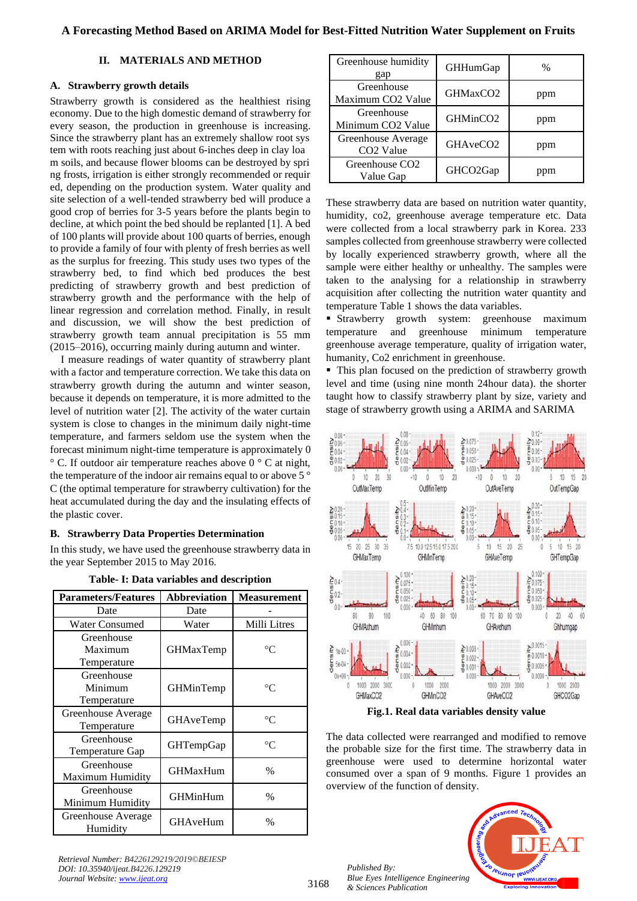## II. MATERIALS AND METHOD

### A. Strawberry growth details

Strawberry growth is considered as the healthiest rising economy. Due to the high domestic demand of strawberry for every season, the production in greenhouse is increasing. Since the strawberry plant has an extremely shallow root sys tem with roots reaching just about 6-inches deep in clay loa m soils, and because flower blooms can be destroyed by spri ng frosts, irrigation is either strongly recommended or requir ed, depending on the production system. Water quality and site selection of a well-tended strawberry bed will produce a good crop of berries for 3-5 years before the plants begin to decline, at which point the bed should be replanted [1]. A bed of 100 plants will provide about 100 quarts of berries, enough to provide a family of four with plenty of fresh berries as well as the surplus for freezing. This study uses two types of the strawberry bed, to find which bed produces the best predicting of strawberry growth and best prediction of strawberry growth and the performance with the help of linear regression and correlation method. Finally, in result and discussion, we will show the best prediction of strawberry growth team annual precipitation is 55 mm (2015–2016), occurring mainly during autumn and winter.

I measure readings of water quantity of strawberry plant with a factor and temperature correction. We take this data on strawberry growth during the autumn and winter season, because it depends on temperature, it is more admitted to the level of nutrition water [2]. The activity of the water curtain system is close to changes in the minimum daily night-time temperature, and farmers seldom use the system when the forecast minimum night-time temperature is approximately 0 ° C. If outdoor air temperature reaches above 0 ° C at night, the temperature of the indoor air remains equal to or above 5 ° C (the optimal temperature for strawberry cultivation) for the heat accumulated during the day and the insulating effects of the plastic cover.

### B. Strawberry Data Properties Determination

In this study, we have used the greenhouse strawberry data in the year September 2015 to May 2016.

**Table- I: Data variables and description**

| Parameters/Features | Abbreviation | Measurement |
|---|---|---|
| Date | Date | - |
| Water Consumed | Water | Milli Litres |
| Greenhouse Maximum Temperature | GHMaxTemp | °C |
| Greenhouse Minimum Temperature | GHMinTemp | °C |
| Greenhouse Average Temperature | GHAveTemp | °C |
| Greenhouse Temperature Gap | GHTempGap | °C |
| Greenhouse Maximum Humidity | GHMaxHum | % |
| Greenhouse Minimum Humidity | GHMinHum | % |
| Greenhouse Average Humidity | GHAveHum | % |
| Greenhouse humidity gap | GHHumGap | % |
| Greenhouse Maximum CO2 Value | GHMaxCO2 | ppm |
| Greenhouse Minimum CO2 Value | GHMinCO2 | ppm |
| Greenhouse Average CO2 Value | GHAveCO2 | ppm |
| Greenhouse CO2 Value Gap | GHCO2Gap | ppm |

These strawberry data are based on nutrition water quantity, humidity, co2, greenhouse average temperature etc. Data were collected from a local strawberry park in Korea. 233 samples collected from greenhouse strawberry were collected by locally experienced strawberry growth, where all the sample were either healthy or unhealthy. The samples were taken to the analysing for a relationship in strawberry acquisition after collecting the nutrition water quantity and temperature Table 1 shows the data variables.

- Strawberry growth system: greenhouse maximum temperature and greenhouse minimum temperature greenhouse average temperature, quality of irrigation water, humanity, Co2 enrichment in greenhouse.
- This plan focused on the prediction of strawberry growth level and time (using nine month 24hour data). the shorter taught how to classify strawberry plant by size, variety and stage of strawberry growth using a ARIMA and SARIMA

**Fig.1. Real data variables density value**

The data collected were rearranged and modified to remove the probable size for the first time. The strawberry data in greenhouse were used to determine horizontal water consumed over a span of 9 months. Figure 1 provides an overview of the function of density.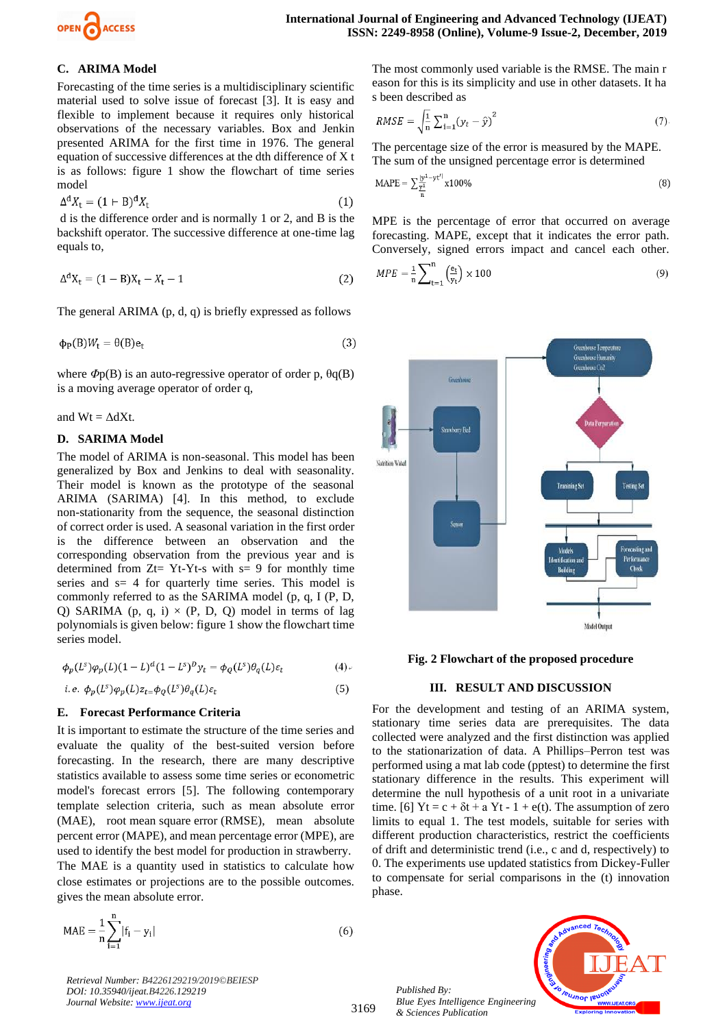### C. ARIMA Model

Forecasting of the time series is a multidisciplinary scientific material used to solve issue of forecast [3]. It is easy and flexible to implement because it requires only historical observations of the necessary variables. Box and Jenkin presented ARIMA for the first time in 1976. The general equation of successive differences at the dth difference of X t is as follows: figure 1 show the flowchart of time series model

$$\Delta^d X_t = (1 - B)^d X_t \quad (1)$$

d is the difference order and is normally 1 or 2, and B is the backshift operator. The successive difference at one-time lag equals to,

$$\Delta^d X_t = (1 - B)X_t - X_t - 1 \quad (2)$$

The general ARIMA (p, d, q) is briefly expressed as follows

$$\phi_P(B)W_t = \theta(B)e_t \quad (3)$$

where $\Phi$p(B) is an auto-regressive operator of order p, θq(B) is a moving average operator of order q,

and Wt = ΔdXt.

### D. SARIMA Model

The model of ARIMA is non-seasonal. This model has been generalized by Box and Jenkins to deal with seasonality. Their model is known as the prototype of the seasonal ARIMA (SARIMA) [4]. In this method, to exclude non-stationarity from the sequence, the seasonal distinction of correct order is used. A seasonal variation in the first order is the difference between an observation and the corresponding observation from the previous year and is determined from Zt= Yt-Yt-s with s= 9 for monthly time series and s= 4 for quarterly time series. This model is commonly referred to as the SARIMA model (p, q, I (P, D, Q) SARIMA (p, q, i) × (P, D, Q) model in terms of lag polynomials is given below: figure 1 show the flowchart time series model.

$$\phi_p(L^s)\varphi_p(L)(1-L)^d(1-L^s)^D y_t = \phi_Q(L^s)\theta_q(L)\varepsilon_t \quad (4)$$

$$i.e.\ \phi_p(L^s)\varphi_p(L)z_t = \phi_Q(L^s)\theta_q(L)\varepsilon_t \quad (5)$$

### E. Forecast Performance Criteria

It is important to estimate the structure of the time series and evaluate the quality of the best-suited version before forecasting. In the research, there are many descriptive statistics available to assess some time series or econometric model's forecast errors [5]. The following contemporary template selection criteria, such as mean absolute error (MAE), root mean square error (RMSE), mean absolute percent error (MAPE), and mean percentage error (MPE), are used to identify the best model for production in strawberry. The MAE is a quantity used in statistics to calculate how close estimates or projections are to the possible outcomes. gives the mean absolute error.

$$\text{MAE} = \frac{1}{n}\sum_{i=1}^{n}|f_i - y_i| \quad (6)$$

The most commonly used variable is the RMSE. The main r eason for this is its simplicity and use in other datasets. It ha s been described as

$$RMSE = \sqrt{\frac{1}{n}\sum_{i=1}^{n}(y_t - \hat{y})^2} \quad (7)$$

The percentage size of the error is measured by the MAPE. The sum of the unsigned percentage error is determined

$$\text{MAPE} = \sum \frac{\frac{|y^1 - yt^1|}{y^1}}{n} x100\% \quad (8)$$

MPE is the percentage of error that occurred on average forecasting. MAPE, except that it indicates the error path. Conversely, signed errors impact and cancel each other.

$$MPE = \frac{1}{n}\sum_{t=1}^{n}\left(\frac{e_t}{y_t}\right) \times 100 \quad (9)$$

**Fig. 2 Flowchart of the proposed procedure**

## III. RESULT AND DISCUSSION

For the development and testing of an ARIMA system, stationary time series data are prerequisites. The data collected were analyzed and the first distinction was applied to the stationarization of data. A Phillips–Perron test was performed using a mat lab code (pptest) to determine the first stationary difference in the results. This experiment will determine the null hypothesis of a unit root in a univariate time. [6] Yt = c + δt + a Yt - 1 + e(t). The assumption of zero limits to equal 1. The test models, suitable for series with different production characteristics, restrict the coefficients of drift and deterministic trend (i.e., c and d, respectively) to 0. The experiments use updated statistics from Dickey-Fuller to compensate for serial comparisons in the (t) innovation phase.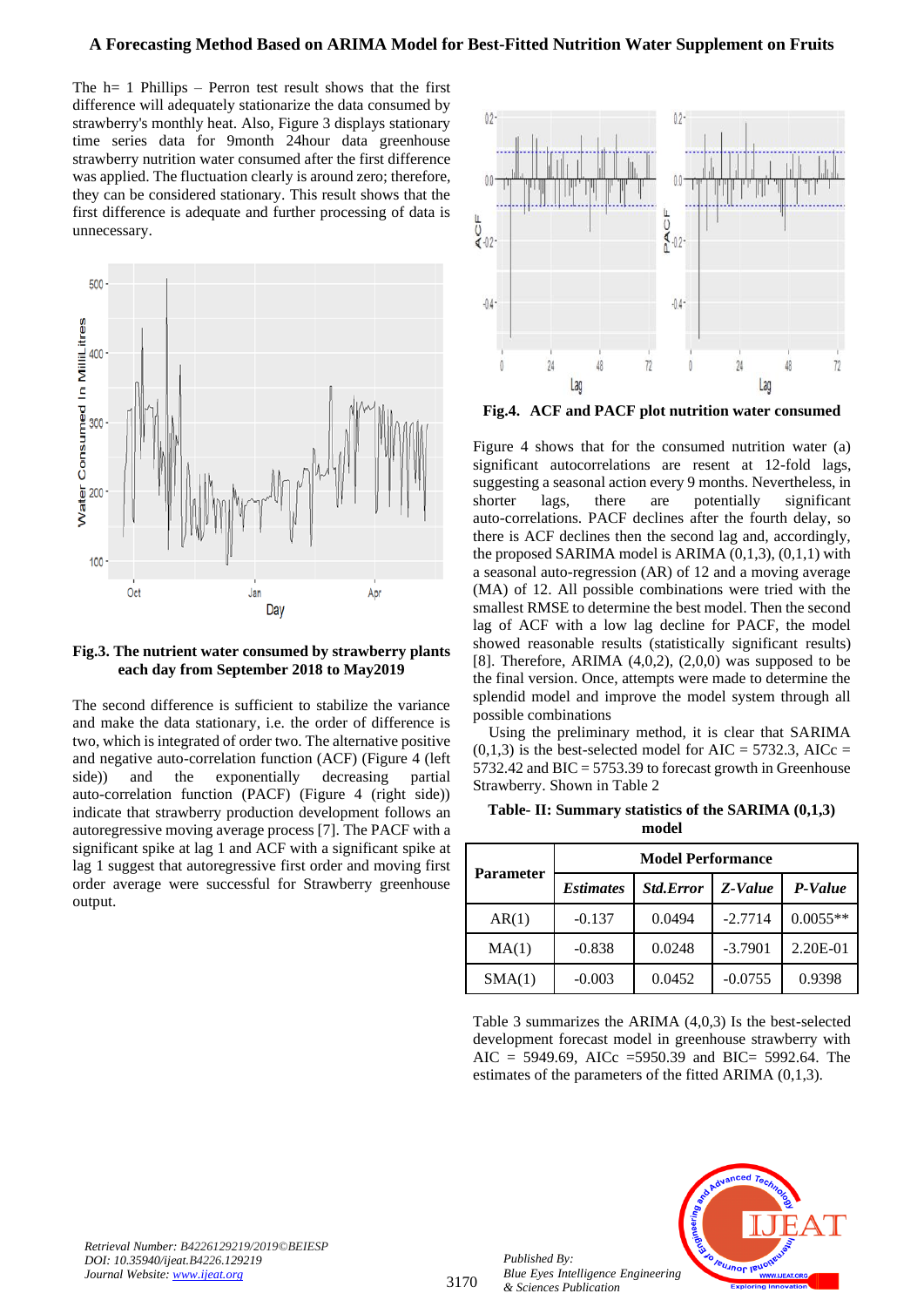The h= 1 Phillips – Perron test result shows that the first difference will adequately stationarize the data consumed by strawberry's monthly heat. Also, Figure 3 displays stationary time series data for 9month 24hour data greenhouse strawberry nutrition water consumed after the first difference was applied. The fluctuation clearly is around zero; therefore, they can be considered stationary. This result shows that the first difference is adequate and further processing of data is unnecessary.

**Fig.3. The nutrient water consumed by strawberry plants each day from September 2018 to May2019**

The second difference is sufficient to stabilize the variance and make the data stationary, i.e. the order of difference is two, which is integrated of order two. The alternative positive and negative auto-correlation function (ACF) (Figure 4 (left side)) and the exponentially decreasing partial auto-correlation function (PACF) (Figure 4 (right side)) indicate that strawberry production development follows an autoregressive moving average process [7]. The PACF with a significant spike at lag 1 and ACF with a significant spike at lag 1 suggest that autoregressive first order and moving first order average were successful for Strawberry greenhouse output.

**Fig.4. ACF and PACF plot nutrition water consumed**

Figure 4 shows that for the consumed nutrition water (a) significant autocorrelations are resent at 12-fold lags, suggesting a seasonal action every 9 months. Nevertheless, in shorter lags, there are potentially significant auto-correlations. PACF declines after the fourth delay, so there is ACF declines then the second lag and, accordingly, the proposed SARIMA model is ARIMA (0,1,3), (0,1,1) with a seasonal auto-regression (AR) of 12 and a moving average (MA) of 12. All possible combinations were tried with the smallest RMSE to determine the best model. Then the second lag of ACF with a low lag decline for PACF, the model showed reasonable results (statistically significant results) [8]. Therefore, ARIMA (4,0,2), (2,0,0) was supposed to be the final version. Once, attempts were made to determine the splendid model and improve the model system through all possible combinations

Using the preliminary method, it is clear that SARIMA (0,1,3) is the best-selected model for AIC = 5732.3, AICc = 5732.42 and BIC = 5753.39 to forecast growth in Greenhouse Strawberry. Shown in Table 2

**Table- II: Summary statistics of the SARIMA (0,1,3) model**

| Parameter | Model Performance | | | |
|---|---|---|---|---|
| | ***Estimates*** | ***Std.Error*** | ***Z-Value*** | ***P-Value*** |
| AR(1) | -0.137 | 0.0494 | -2.7714 | 0.0055** |
| MA(1) | -0.838 | 0.0248 | -3.7901 | 2.20E-01 |
| SMA(1) | -0.003 | 0.0452 | -0.0755 | 0.9398 |

Table 3 summarizes the ARIMA (4,0,3) Is the best-selected development forecast model in greenhouse strawberry with AIC = 5949.69, AICc =5950.39 and BIC= 5992.64. The estimates of the parameters of the fitted ARIMA (0,1,3).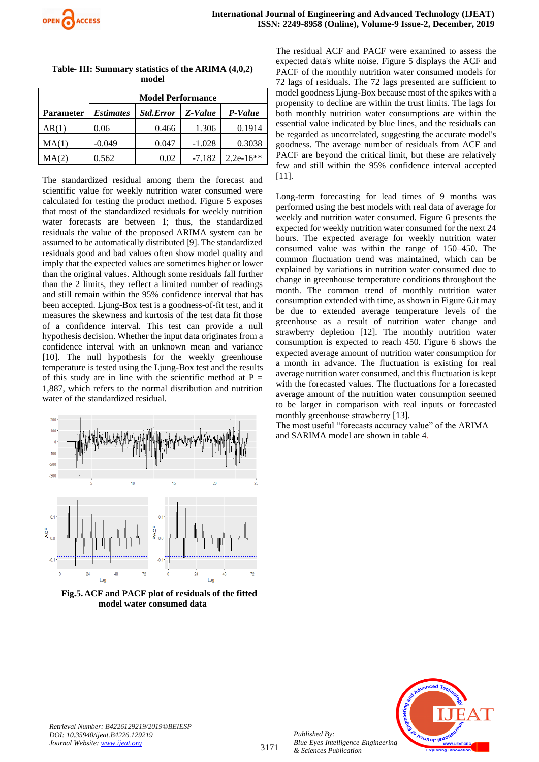**Table- III: Summary statistics of the ARIMA (4,0,2) model**

| Parameter | Model Performance | | | |
|---|---|---|---|---|
| | *Estimates* | *Std.Error* | *Z-Value* | *P-Value* |
| AR(1) | 0.06 | 0.466 | 1.306 | 0.1914 |
| MA(1) | -0.049 | 0.047 | -1.028 | 0.3038 |
| MA(2) | 0.562 | 0.02 | -7.182 | 2.2e-16** |

The standardized residual among them the forecast and scientific value for weekly nutrition water consumed were calculated for testing the product method. Figure 5 exposes that most of the standardized residuals for weekly nutrition water forecasts are between 1; thus, the standardized residuals the value of the proposed ARIMA system can be assumed to be automatically distributed [9]. The standardized residuals good and bad values often show model quality and imply that the expected values are sometimes higher or lower than the original values. Although some residuals fall further than the 2 limits, they reflect a limited number of readings and still remain within the 95% confidence interval that has been accepted. Ljung-Box test is a goodness-of-fit test, and it measures the skewness and kurtosis of the test data fit those of a confidence interval. This test can provide a null hypothesis decision. Whether the input data originates from a confidence interval with an unknown mean and variance [10]. The null hypothesis for the weekly greenhouse temperature is tested using the Ljung-Box test and the results of this study are in line with the scientific method at P = 1,887, which refers to the normal distribution and nutrition water of the standardized residual.

**Fig.5. ACF and PACF plot of residuals of the fitted model water consumed data**

The residual ACF and PACF were examined to assess the expected data's white noise. Figure 5 displays the ACF and PACF of the monthly nutrition water consumed models for 72 lags of residuals. The 72 lags presented are sufficient to model goodness Ljung-Box because most of the spikes with a propensity to decline are within the trust limits. The lags for both monthly nutrition water consumptions are within the essential value indicated by blue lines, and the residuals can be regarded as uncorrelated, suggesting the accurate model's goodness. The average number of residuals from ACF and PACF are beyond the critical limit, but these are relatively few and still within the 95% confidence interval accepted [11].

Long-term forecasting for lead times of 9 months was performed using the best models with real data of average for weekly and nutrition water consumed. Figure 6 presents the expected for weekly nutrition water consumed for the next 24 hours. The expected average for weekly nutrition water consumed value was within the range of 150–450. The common fluctuation trend was maintained, which can be explained by variations in nutrition water consumed due to change in greenhouse temperature conditions throughout the month. The common trend of monthly nutrition water consumption extended with time, as shown in Figure 6.it may be due to extended average temperature levels of the greenhouse as a result of nutrition water change and strawberry depletion [12]. The monthly nutrition water consumption is expected to reach 450. Figure 6 shows the expected average amount of nutrition water consumption for a month in advance. The fluctuation is existing for real average nutrition water consumed, and this fluctuation is kept with the forecasted values. The fluctuations for a forecasted average amount of the nutrition water consumption seemed to be larger in comparison with real inputs or forecasted monthly greenhouse strawberry [13].

The most useful "forecasts accuracy value" of the ARIMA and SARIMA model are shown in table 4.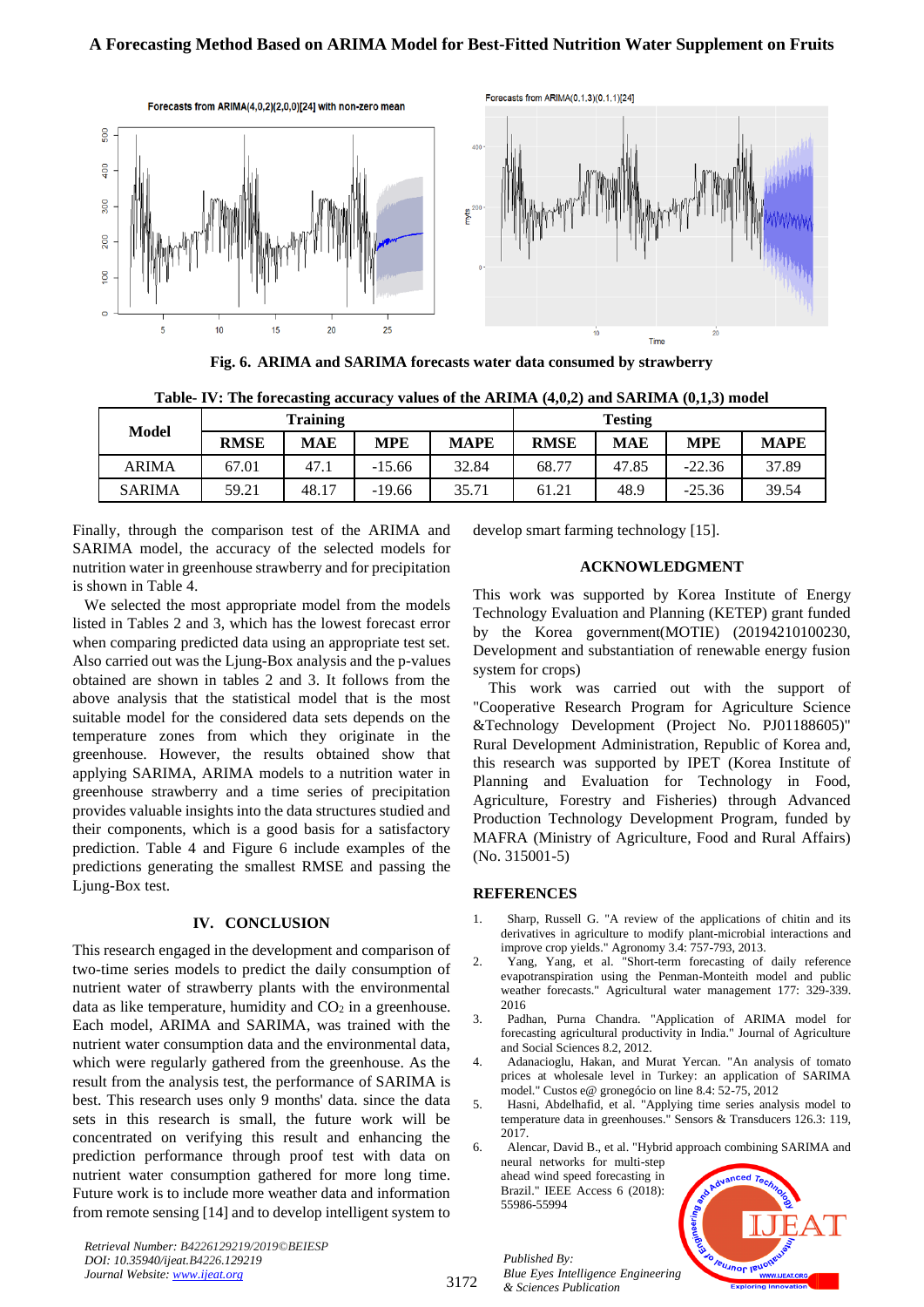Fig. 6. ARIMA and SARIMA forecasts water data consumed by strawberry

**Table- IV: The forecasting accuracy values of the ARIMA (4,0,2) and SARIMA (0,1,3) model**

| Model | Training | | | | Testing | | | |
|---|---|---|---|---|---|---|---|---|
| | RMSE | MAE | MPE | MAPE | RMSE | MAE | MPE | MAPE |
| ARIMA | 67.01 | 47.1 | -15.66 | 32.84 | 68.77 | 47.85 | -22.36 | 37.89 |
| SARIMA | 59.21 | 48.17 | -19.66 | 35.71 | 61.21 | 48.9 | -25.36 | 39.54 |

Finally, through the comparison test of the ARIMA and SARIMA model, the accuracy of the selected models for nutrition water in greenhouse strawberry and for precipitation is shown in Table 4.

We selected the most appropriate model from the models listed in Tables 2 and 3, which has the lowest forecast error when comparing predicted data using an appropriate test set. Also carried out was the Ljung-Box analysis and the p-values obtained are shown in tables 2 and 3. It follows from the above analysis that the statistical model that is the most suitable model for the considered data sets depends on the temperature zones from which they originate in the greenhouse. However, the results obtained show that applying SARIMA, ARIMA models to a nutrition water in greenhouse strawberry and a time series of precipitation provides valuable insights into the data structures studied and their components, which is a good basis for a satisfactory prediction. Table 4 and Figure 6 include examples of the predictions generating the smallest RMSE and passing the Ljung-Box test.

## IV. CONCLUSION

This research engaged in the development and comparison of two-time series models to predict the daily consumption of nutrient water of strawberry plants with the environmental data as like temperature, humidity and $CO_2$ in a greenhouse. Each model, ARIMA and SARIMA, was trained with the nutrient water consumption data and the environmental data, which were regularly gathered from the greenhouse. As the result from the analysis test, the performance of SARIMA is best. This research uses only 9 months' data. since the data sets in this research is small, the future work will be concentrated on verifying this result and enhancing the prediction performance through proof test with data on nutrient water consumption gathered for more long time. Future work is to include more weather data and information from remote sensing [14] and to develop intelligent system to develop smart farming technology [15].

## ACKNOWLEDGMENT

This work was supported by Korea Institute of Energy Technology Evaluation and Planning (KETEP) grant funded by the Korea government(MOTIE) (20194210100230, Development and substantiation of renewable energy fusion system for crops)

This work was carried out with the support of "Cooperative Research Program for Agriculture Science &Technology Development (Project No. PJ01188605)" Rural Development Administration, Republic of Korea and, this research was supported by IPET (Korea Institute of Planning and Evaluation for Technology in Food, Agriculture, Forestry and Fisheries) through Advanced Production Technology Development Program, funded by MAFRA (Ministry of Agriculture, Food and Rural Affairs) (No. 315001-5)

## REFERENCES

1. Sharp, Russell G. "A review of the applications of chitin and its derivatives in agriculture to modify plant-microbial interactions and improve crop yields." Agronomy 3.4: 757-793, 2013.
2. Yang, Yang, et al. "Short-term forecasting of daily reference evapotranspiration using the Penman-Monteith model and public weather forecasts." Agricultural water management 177: 329-339. 2016
3. Padhan, Purna Chandra. "Application of ARIMA model for forecasting agricultural productivity in India." Journal of Agriculture and Social Sciences 8.2, 2012.
4. Adanacioglu, Hakan, and Murat Yercan. "An analysis of tomato prices at wholesale level in Turkey: an application of SARIMA model." Custos e@ gronegócio on line 8.4: 52-75, 2012
5. Hasni, Abdelhafid, et al. "Applying time series analysis model to temperature data in greenhouses." Sensors & Transducers 126.3: 119, 2017.
6. Alencar, David B., et al. "Hybrid approach combining SARIMA and neural networks for multi-step ahead wind speed forecasting in Brazil." IEEE Access 6 (2018): 55986-55994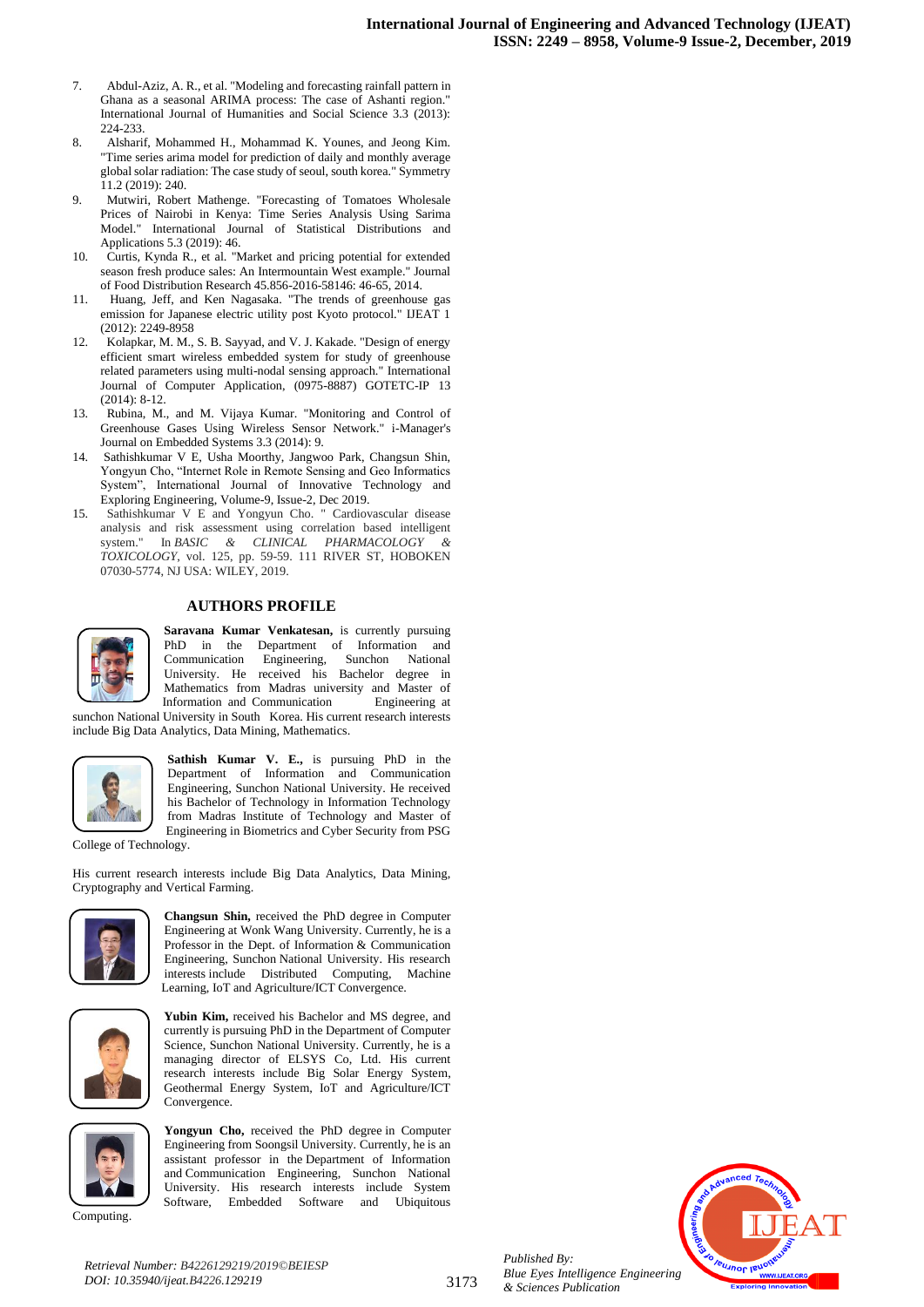7. Abdul-Aziz, A. R., et al. "Modeling and forecasting rainfall pattern in Ghana as a seasonal ARIMA process: The case of Ashanti region." International Journal of Humanities and Social Science 3.3 (2013): 224-233.
8. Alsharif, Mohammed H., Mohammad K. Younes, and Jeong Kim. "Time series arima model for prediction of daily and monthly average global solar radiation: The case study of seoul, south korea." Symmetry 11.2 (2019): 240.
9. Mutwiri, Robert Mathenge. "Forecasting of Tomatoes Wholesale Prices of Nairobi in Kenya: Time Series Analysis Using Sarima Model." International Journal of Statistical Distributions and Applications 5.3 (2019): 46.
10. Curtis, Kynda R., et al. "Market and pricing potential for extended season fresh produce sales: An Intermountain West example." Journal of Food Distribution Research 45.856-2016-58146: 46-65, 2014.
11. Huang, Jeff, and Ken Nagasaka. "The trends of greenhouse gas emission for Japanese electric utility post Kyoto protocol." IJEAT 1 (2012): 2249-8958
12. Kolapkar, M. M., S. B. Sayyad, and V. J. Kakade. "Design of energy efficient smart wireless embedded system for study of greenhouse related parameters using multi-nodal sensing approach." International Journal of Computer Application, (0975-8887) GOTETC-IP 13 (2014): 8-12.
13. Rubina, M., and M. Vijaya Kumar. "Monitoring and Control of Greenhouse Gases Using Wireless Sensor Network." i-Manager's Journal on Embedded Systems 3.3 (2014): 9.
14. Sathishkumar V E, Usha Moorthy, Jangwoo Park, Changsun Shin, Yongyun Cho, "Internet Role in Remote Sensing and Geo Informatics System", International Journal of Innovative Technology and Exploring Engineering, Volume-9, Issue-2, Dec 2019.
15. Sathishkumar V E and Yongyun Cho. " Cardiovascular disease analysis and risk assessment using correlation based intelligent system." In *BASIC & CLINICAL PHARMACOLOGY & TOXICOLOGY*, vol. 125, pp. 59-59. 111 RIVER ST, HOBOKEN 07030-5774, NJ USA: WILEY, 2019.

## AUTHORS PROFILE

**Saravana Kumar Venkatesan,** is currently pursuing PhD in the Department of Information and Communication Engineering, Sunchon National University. He received his Bachelor degree in Mathematics from Madras university and Master of Information and Communication Engineering at sunchon National University in South Korea. His current research interests include Big Data Analytics, Data Mining, Mathematics.

**Sathish Kumar V. E.,** is pursuing PhD in the Department of Information and Communication Engineering, Sunchon National University. He received his Bachelor of Technology in Information Technology from Madras Institute of Technology and Master of Engineering in Biometrics and Cyber Security from PSG College of Technology.

His current research interests include Big Data Analytics, Data Mining, Cryptography and Vertical Farming.

**Changsun Shin,** received the PhD degree in Computer Engineering at Wonk Wang University. Currently, he is a Professor in the Dept. of Information & Communication Engineering, Sunchon National University. His research interests include Distributed Computing, Machine Learning, IoT and Agriculture/ICT Convergence.

**Yubin Kim,** received his Bachelor and MS degree, and currently is pursuing PhD in the Department of Computer Science, Sunchon National University. Currently, he is a managing director of ELSYS Co, Ltd. His current research interests include Big Solar Energy System, Geothermal Energy System, IoT and Agriculture/ICT Convergence.

**Yongyun Cho,** received the PhD degree in Computer Engineering from Soongsil University. Currently, he is an assistant professor in the Department of Information and Communication Engineering, Sunchon National University. His research interests include System Software, Embedded Software and Ubiquitous Computing.